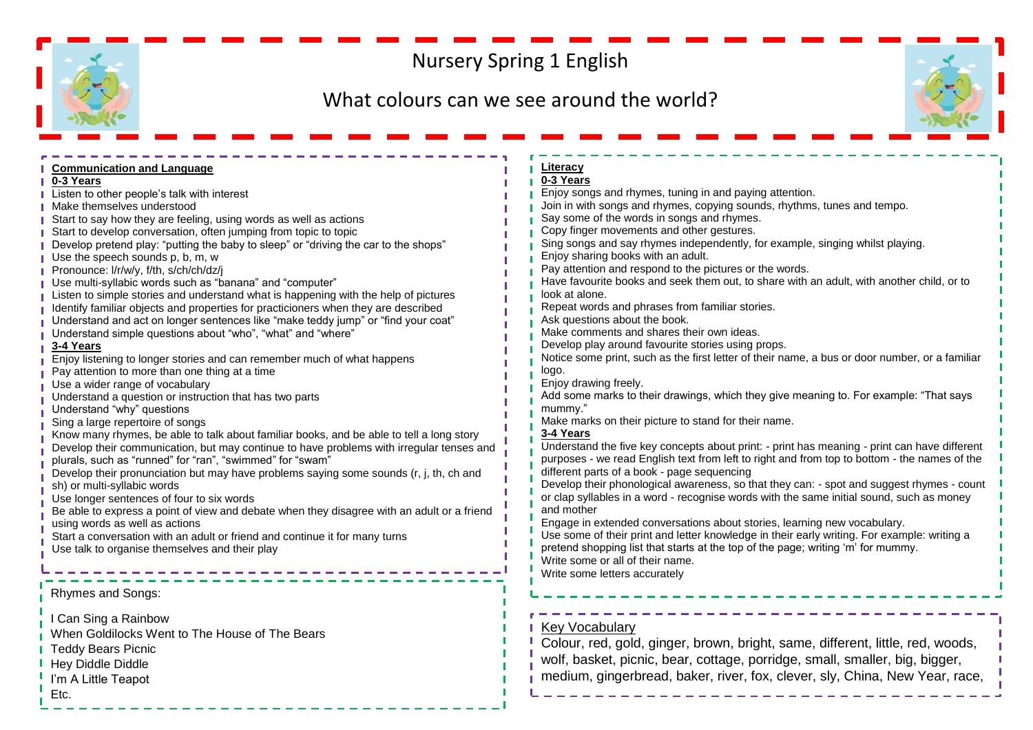# Nursery Spring 1 English

## What colours can we see around the world?

### Communication and Language

**0-3 Years**

Listen to other people's talk with interest
Make themselves understood
Start to say how they are feeling, using words as well as actions
Start to develop conversation, often jumping from topic to topic
Develop pretend play: "putting the baby to sleep" or "driving the car to the shops"
Use the speech sounds p, b, m, w
Pronounce: l/r/w/y, f/th, s/ch/ch/dz/j
Use multi-syllabic words such as "banana" and "computer"
Listen to simple stories and understand what is happening with the help of pictures
Identify familiar objects and properties for practicioners when they are described
Understand and act on longer sentences like "make teddy jump" or "find your coat"
Understand simple questions about "who", "what" and "where"

**3-4 Years**

Enjoy listening to longer stories and can remember much of what happens
Pay attention to more than one thing at a time
Use a wider range of vocabulary
Understand a question or instruction that has two parts
Understand "why" questions
Sing a large repertoire of songs
Know many rhymes, be able to talk about familiar books, and be able to tell a long story
Develop their communication, but may continue to have problems with irregular tenses and plurals, such as "runned" for "ran", "swimmed" for "swam"
Develop their pronunciation but may have problems saying some sounds (r, j, th, ch and sh) or multi-syllabic words
Use longer sentences of four to six words
Be able to express a point of view and debate when they disagree with an adult or a friend using words as well as actions
Start a conversation with an adult or friend and continue it for many turns
Use talk to organise themselves and their play

### Rhymes and Songs:

I Can Sing a Rainbow
When Goldilocks Went to The House of The Bears
Teddy Bears Picnic
Hey Diddle Diddle
I'm A Little Teapot
Etc.

### Literacy

**0-3 Years**

Enjoy songs and rhymes, tuning in and paying attention.
Join in with songs and rhymes, copying sounds, rhythms, tunes and tempo.
Say some of the words in songs and rhymes.
Copy finger movements and other gestures.
Sing songs and say rhymes independently, for example, singing whilst playing.
Enjoy sharing books with an adult.
Pay attention and respond to the pictures or the words.
Have favourite books and seek them out, to share with an adult, with another child, or to look at alone.
Repeat words and phrases from familiar stories.
Ask questions about the book.
Make comments and shares their own ideas.
Develop play around favourite stories using props.
Notice some print, such as the first letter of their name, a bus or door number, or a familiar logo.
Enjoy drawing freely.
Add some marks to their drawings, which they give meaning to. For example: "That says mummy."
Make marks on their picture to stand for their name.

**3-4 Years**

Understand the five key concepts about print: - print has meaning - print can have different purposes - we read English text from left to right and from top to bottom - the names of the different parts of a book - page sequencing
Develop their phonological awareness, so that they can: - spot and suggest rhymes - count or clap syllables in a word - recognise words with the same initial sound, such as money and mother
Engage in extended conversations about stories, learning new vocabulary.
Use some of their print and letter knowledge in their early writing. For example: writing a pretend shopping list that starts at the top of the page; writing 'm' for mummy.
Write some or all of their name.
Write some letters accurately

### Key Vocabulary

Colour, red, gold, ginger, brown, bright, same, different, little, red, woods, wolf, basket, picnic, bear, cottage, porridge, small, smaller, big, bigger, medium, gingerbread, baker, river, fox, clever, sly, China, New Year, race,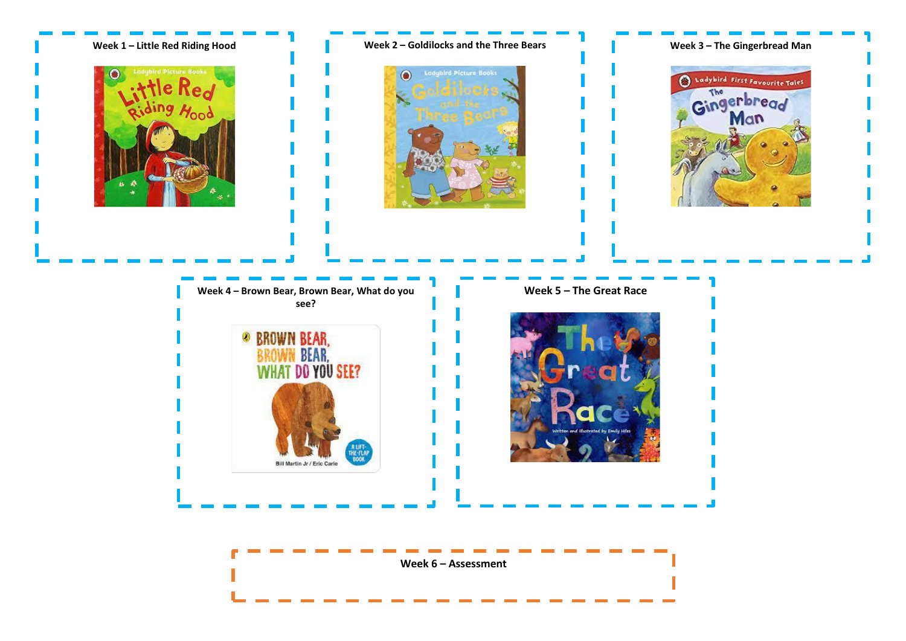**Week 1 – Little Red Riding Hood**

**Week 2 – Goldilocks and the Three Bears**

**Week 3 – The Gingerbread Man**

**Week 4 – Brown Bear, Brown Bear, What do you see?**

**Week 5 – The Great Race**

**Week 6 – Assessment**